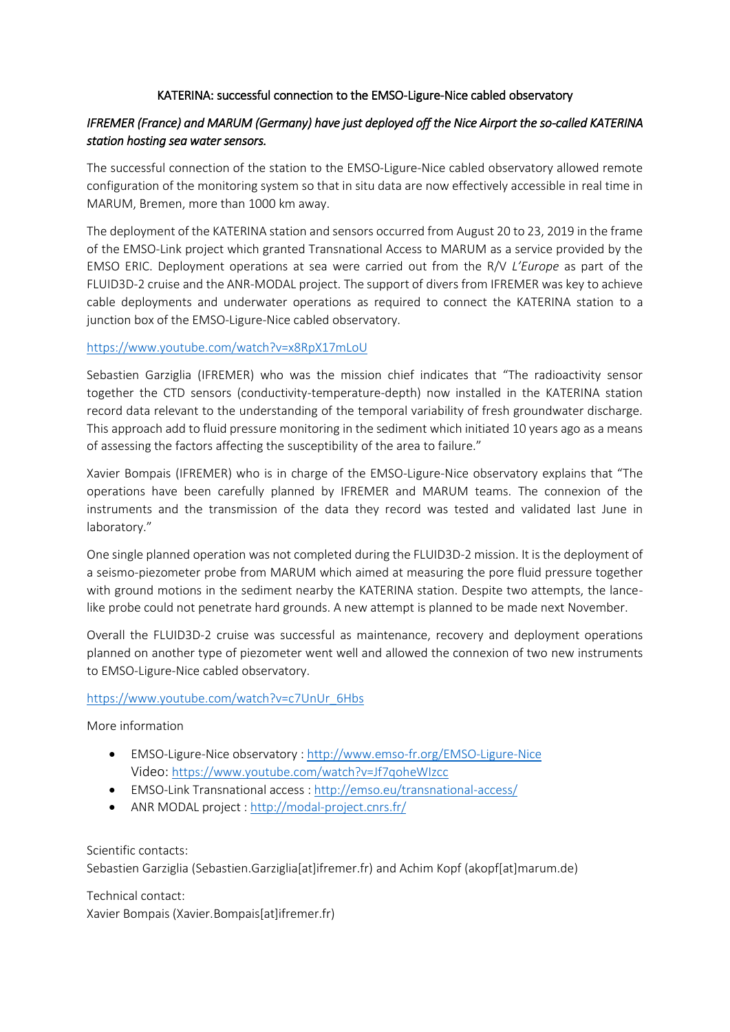# KATERINA: successful connection to the EMSO-Ligure-Nice cabled observatory

*IFREMER (France) and MARUM (Germany) have just deployed off the Nice Airport the so-called KATERINA station hosting sea water sensors.*

The successful connection of the station to the EMSO-Ligure-Nice cabled observatory allowed remote configuration of the monitoring system so that in situ data are now effectively accessible in real time in MARUM, Bremen, more than 1000 km away.

The deployment of the KATERINA station and sensors occurred from August 20 to 23, 2019 in the frame of the EMSO-Link project which granted Transnational Access to MARUM as a service provided by the EMSO ERIC. Deployment operations at sea were carried out from the R/V *L'Europe* as part of the FLUID3D-2 cruise and the ANR-MODAL project. The support of divers from IFREMER was key to achieve cable deployments and underwater operations as required to connect the KATERINA station to a junction box of the EMSO-Ligure-Nice cabled observatory.

https://www.youtube.com/watch?v=x8RpX17mLoU

Sebastien Garziglia (IFREMER) who was the mission chief indicates that "The radioactivity sensor together the CTD sensors (conductivity-temperature-depth) now installed in the KATERINA station record data relevant to the understanding of the temporal variability of fresh groundwater discharge. This approach add to fluid pressure monitoring in the sediment which initiated 10 years ago as a means of assessing the factors affecting the susceptibility of the area to failure."

Xavier Bompais (IFREMER) who is in charge of the EMSO-Ligure-Nice observatory explains that "The operations have been carefully planned by IFREMER and MARUM teams. The connexion of the instruments and the transmission of the data they record was tested and validated last June in laboratory."

One single planned operation was not completed during the FLUID3D-2 mission. It is the deployment of a seismo-piezometer probe from MARUM which aimed at measuring the pore fluid pressure together with ground motions in the sediment nearby the KATERINA station. Despite two attempts, the lance-like probe could not penetrate hard grounds. A new attempt is planned to be made next November.

Overall the FLUID3D-2 cruise was successful as maintenance, recovery and deployment operations planned on another type of piezometer went well and allowed the connexion of two new instruments to EMSO-Ligure-Nice cabled observatory.

https://www.youtube.com/watch?v=c7UnUr_6Hbs

More information

- EMSO-Ligure-Nice observatory : http://www.emso-fr.org/EMSO-Ligure-Nice
  Video: https://www.youtube.com/watch?v=Jf7qoheWIzcc
- EMSO-Link Transnational access : http://emso.eu/transnational-access/
- ANR MODAL project : http://modal-project.cnrs.fr/

Scientific contacts:
Sebastien Garziglia (Sebastien.Garziglia[at]ifremer.fr) and Achim Kopf (akopf[at]marum.de)

Technical contact:
Xavier Bompais (Xavier.Bompais[at]ifremer.fr)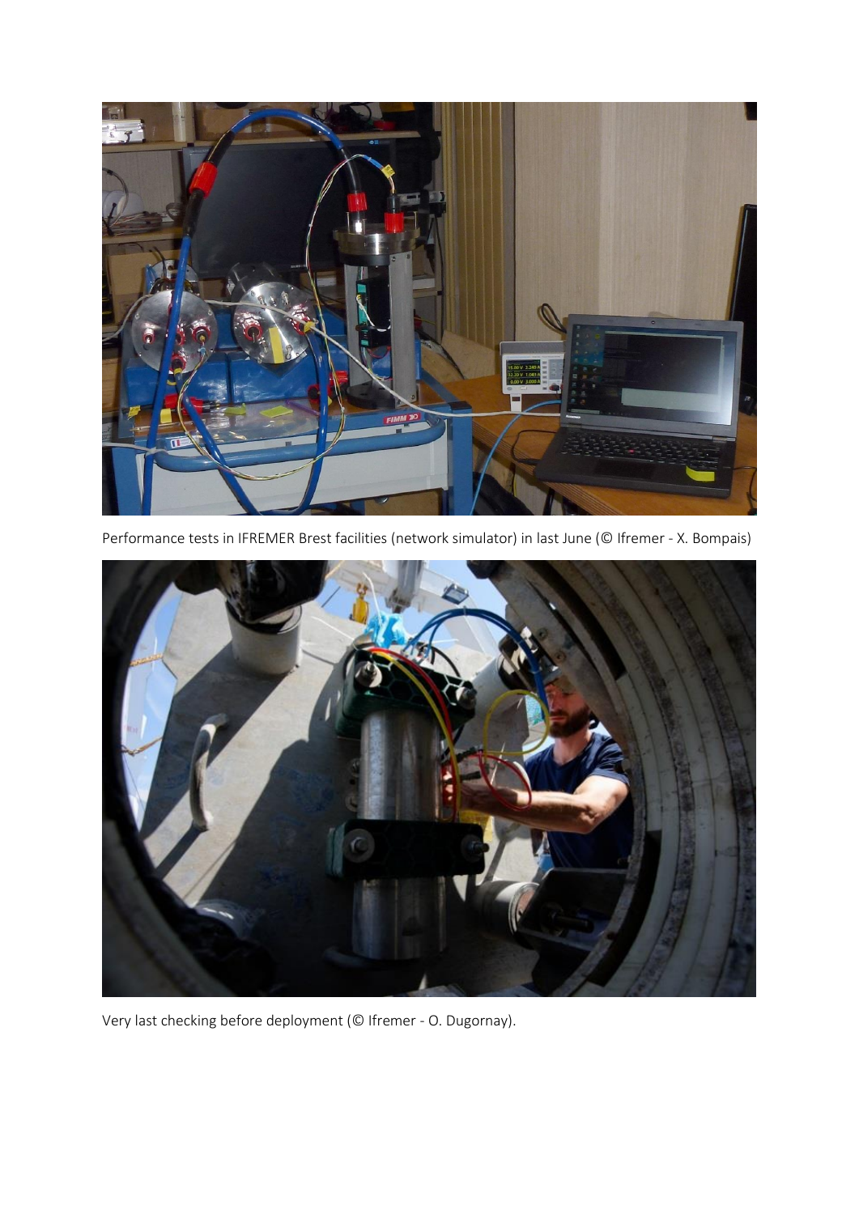Performance tests in IFREMER Brest facilities (network simulator) in last June (© Ifremer - X. Bompais)

Very last checking before deployment (© Ifremer - O. Dugornay).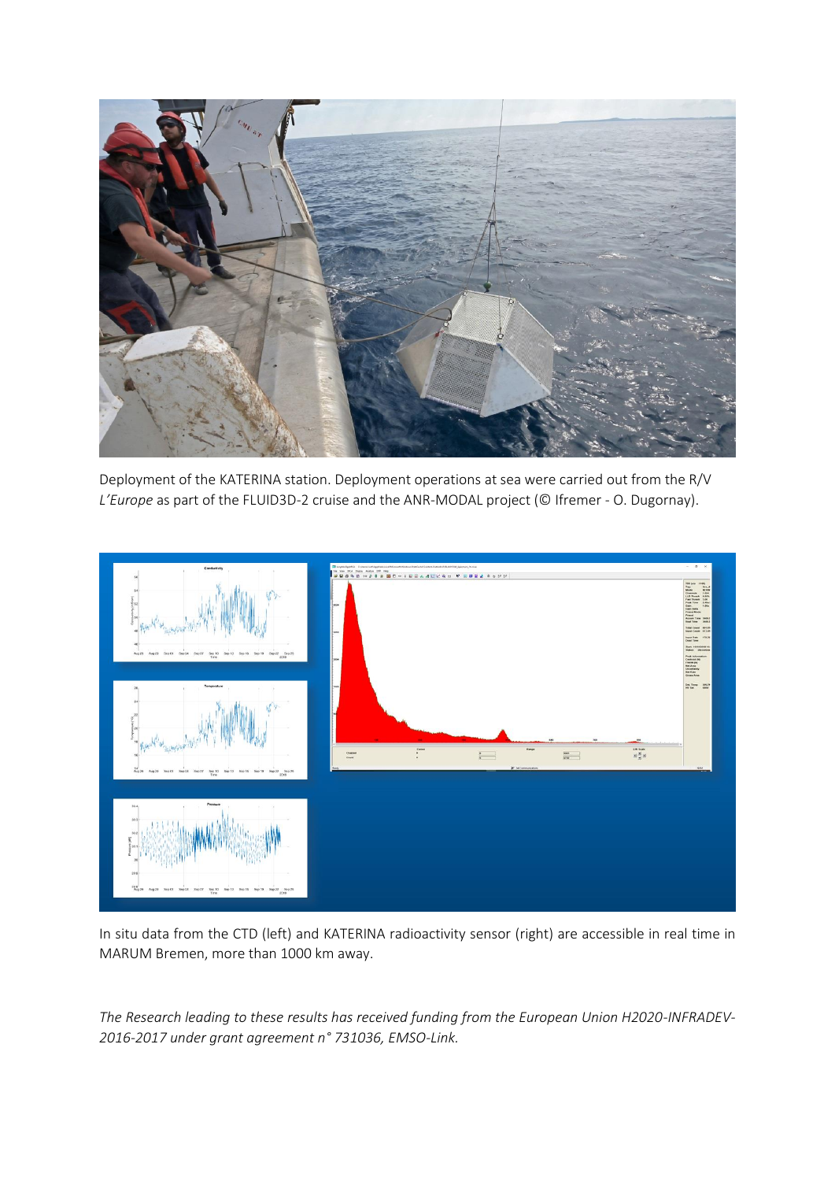Deployment of the KATERINA station. Deployment operations at sea were carried out from the R/V *L'Europe* as part of the FLUID3D-2 cruise and the ANR-MODAL project (© Ifremer - O. Dugornay).

In situ data from the CTD (left) and KATERINA radioactivity sensor (right) are accessible in real time in MARUM Bremen, more than 1000 km away.

*The Research leading to these results has received funding from the European Union H2020-INFRADEV-2016-2017 under grant agreement n° 731036, EMSO-Link.*